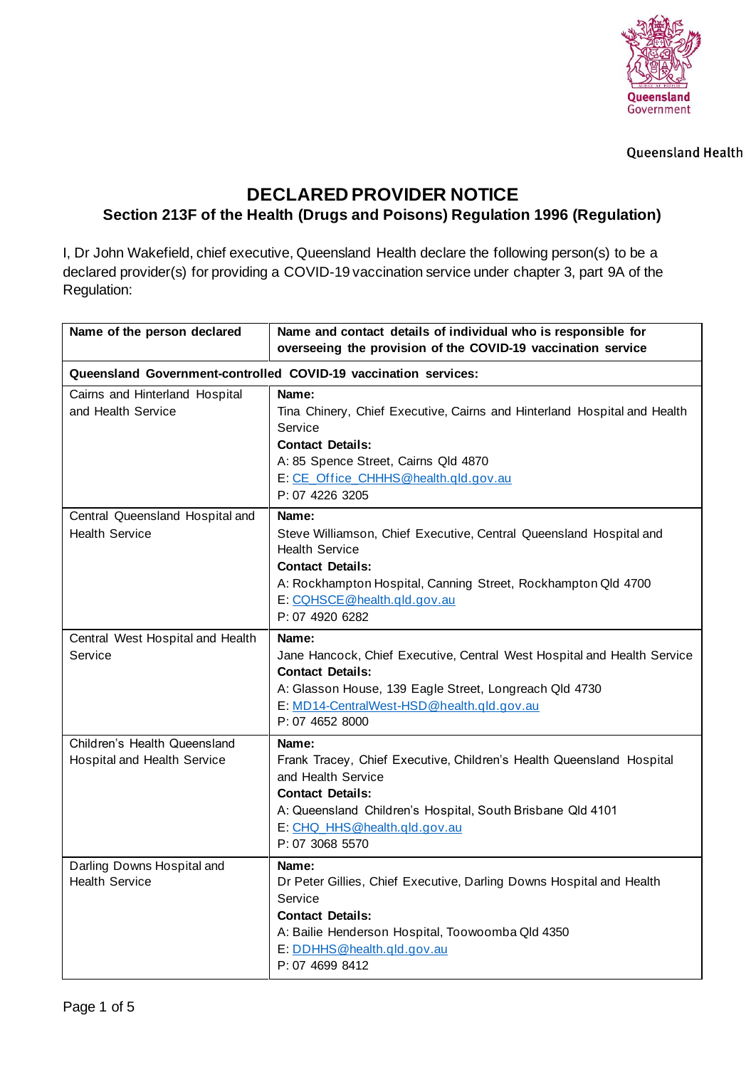Queensland Government

Queensland Health

# DECLARED PROVIDER NOTICE

## Section 213F of the Health (Drugs and Poisons) Regulation 1996 (Regulation)

I, Dr John Wakefield, chief executive, Queensland Health declare the following person(s) to be a declared provider(s) for providing a COVID-19 vaccination service under chapter 3, part 9A of the Regulation:

| Name of the person declared | Name and contact details of individual who is responsible for overseeing the provision of the COVID-19 vaccination service |
|---|---|
| **Queensland Government-controlled COVID-19 vaccination services:** | |
| Cairns and Hinterland Hospital and Health Service | **Name:**<br>Tina Chinery, Chief Executive, Cairns and Hinterland Hospital and Health Service<br>**Contact Details:**<br>A: 85 Spence Street, Cairns Qld 4870<br>E: CE_Office_CHHHS@health.qld.gov.au<br>P: 07 4226 3205 |
| Central Queensland Hospital and Health Service | **Name:**<br>Steve Williamson, Chief Executive, Central Queensland Hospital and Health Service<br>**Contact Details:**<br>A: Rockhampton Hospital, Canning Street, Rockhampton Qld 4700<br>E: CQHSCE@health.qld.gov.au<br>P: 07 4920 6282 |
| Central West Hospital and Health Service | **Name:**<br>Jane Hancock, Chief Executive, Central West Hospital and Health Service<br>**Contact Details:**<br>A: Glasson House, 139 Eagle Street, Longreach Qld 4730<br>E: MD14-CentralWest-HSD@health.qld.gov.au<br>P: 07 4652 8000 |
| Children's Health Queensland Hospital and Health Service | **Name:**<br>Frank Tracey, Chief Executive, Children's Health Queensland Hospital and Health Service<br>**Contact Details:**<br>A: Queensland Children's Hospital, South Brisbane Qld 4101<br>E: CHQ_HHS@health.qld.gov.au<br>P: 07 3068 5570 |
| Darling Downs Hospital and Health Service | **Name:**<br>Dr Peter Gillies, Chief Executive, Darling Downs Hospital and Health Service<br>**Contact Details:**<br>A: Bailie Henderson Hospital, Toowoomba Qld 4350<br>E: DDHHS@health.qld.gov.au<br>P: 07 4699 8412 |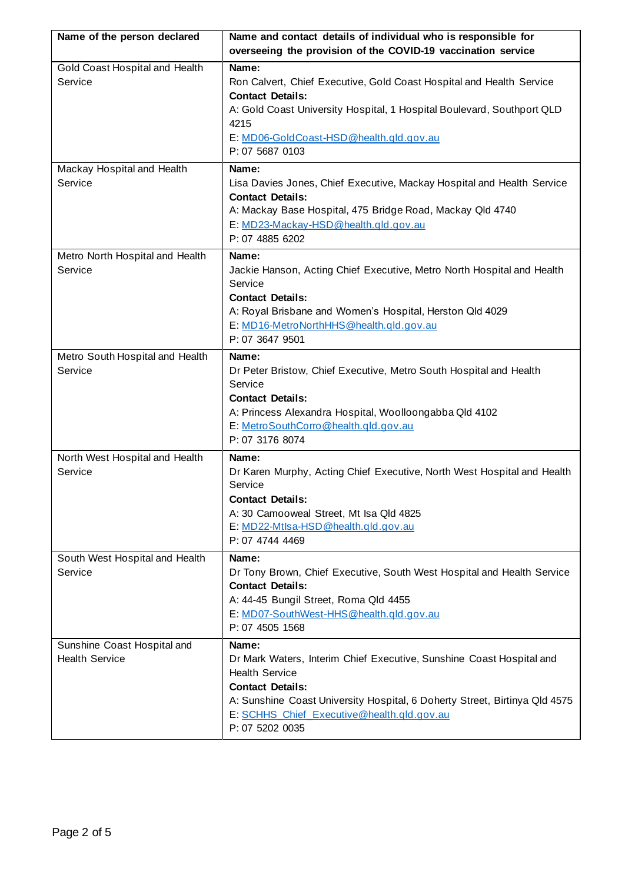| Name of the person declared | Name and contact details of individual who is responsible for overseeing the provision of the COVID-19 vaccination service |
| --- | --- |
| Gold Coast Hospital and Health Service | **Name:**<br>Ron Calvert, Chief Executive, Gold Coast Hospital and Health Service<br>**Contact Details:**<br>A: Gold Coast University Hospital, 1 Hospital Boulevard, Southport QLD 4215<br>E: MD06-GoldCoast-HSD@health.qld.gov.au<br>P: 07 5687 0103 |
| Mackay Hospital and Health Service | **Name:**<br>Lisa Davies Jones, Chief Executive, Mackay Hospital and Health Service<br>**Contact Details:**<br>A: Mackay Base Hospital, 475 Bridge Road, Mackay Qld 4740<br>E: MD23-Mackay-HSD@health.qld.gov.au<br>P: 07 4885 6202 |
| Metro North Hospital and Health Service | **Name:**<br>Jackie Hanson, Acting Chief Executive, Metro North Hospital and Health Service<br>**Contact Details:**<br>A: Royal Brisbane and Women's Hospital, Herston Qld 4029<br>E: MD16-MetroNorthHHS@health.qld.gov.au<br>P: 07 3647 9501 |
| Metro South Hospital and Health Service | **Name:**<br>Dr Peter Bristow, Chief Executive, Metro South Hospital and Health Service<br>**Contact Details:**<br>A: Princess Alexandra Hospital, Woolloongabba Qld 4102<br>E: MetroSouthCorro@health.qld.gov.au<br>P: 07 3176 8074 |
| North West Hospital and Health Service | **Name:**<br>Dr Karen Murphy, Acting Chief Executive, North West Hospital and Health Service<br>**Contact Details:**<br>A: 30 Camooweal Street, Mt Isa Qld 4825<br>E: MD22-MtIsa-HSD@health.qld.gov.au<br>P: 07 4744 4469 |
| South West Hospital and Health Service | **Name:**<br>Dr Tony Brown, Chief Executive, South West Hospital and Health Service<br>**Contact Details:**<br>A: 44-45 Bungil Street, Roma Qld 4455<br>E: MD07-SouthWest-HHS@health.qld.gov.au<br>P: 07 4505 1568 |
| Sunshine Coast Hospital and Health Service | **Name:**<br>Dr Mark Waters, Interim Chief Executive, Sunshine Coast Hospital and Health Service<br>**Contact Details:**<br>A: Sunshine Coast University Hospital, 6 Doherty Street, Birtinya Qld 4575<br>E: SCHHS_Chief_Executive@health.qld.gov.au<br>P: 07 5202 0035 |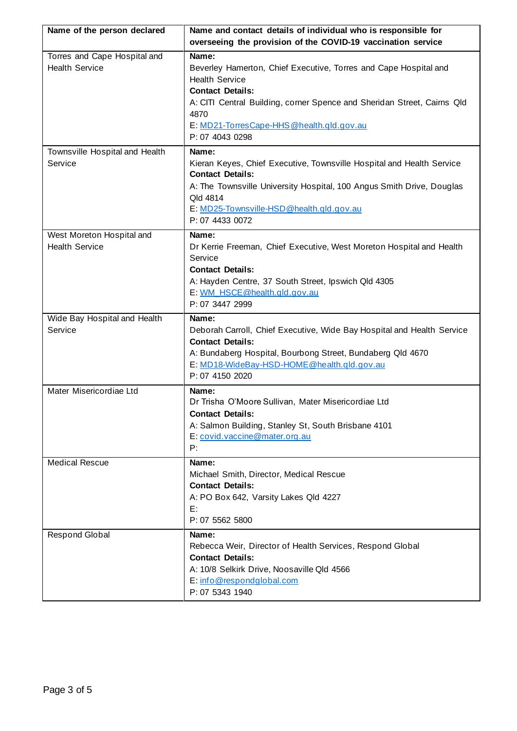| Name of the person declared | Name and contact details of individual who is responsible for overseeing the provision of the COVID-19 vaccination service |
|---|---|
| Torres and Cape Hospital and Health Service | **Name:**<br>Beverley Hamerton, Chief Executive, Torres and Cape Hospital and Health Service<br>**Contact Details:**<br>A: CITI Central Building, corner Spence and Sheridan Street, Cairns Qld 4870<br>E: MD21-TorresCape-HHS@health.qld.gov.au<br>P: 07 4043 0298 |
| Townsville Hospital and Health Service | **Name:**<br>Kieran Keyes, Chief Executive, Townsville Hospital and Health Service<br>**Contact Details:**<br>A: The Townsville University Hospital, 100 Angus Smith Drive, Douglas Qld 4814<br>E: MD25-Townsville-HSD@health.qld.gov.au<br>P: 07 4433 0072 |
| West Moreton Hospital and Health Service | **Name:**<br>Dr Kerrie Freeman, Chief Executive, West Moreton Hospital and Health Service<br>**Contact Details:**<br>A: Hayden Centre, 37 South Street, Ipswich Qld 4305<br>E: WM_HSCE@health.qld.gov.au<br>P: 07 3447 2999 |
| Wide Bay Hospital and Health Service | **Name:**<br>Deborah Carroll, Chief Executive, Wide Bay Hospital and Health Service<br>**Contact Details:**<br>A: Bundaberg Hospital, Bourbong Street, Bundaberg Qld 4670<br>E: MD18-WideBay-HSD-HOME@health.qld.gov.au<br>P: 07 4150 2020 |
| Mater Misericordiae Ltd | **Name:**<br>Dr Trisha O'Moore Sullivan, Mater Misericordiae Ltd<br>**Contact Details:**<br>A: Salmon Building, Stanley St, South Brisbane 4101<br>E: covid.vaccine@mater.org.au<br>P: |
| Medical Rescue | **Name:**<br>Michael Smith, Director, Medical Rescue<br>**Contact Details:**<br>A: PO Box 642, Varsity Lakes Qld 4227<br>E:<br>P: 07 5562 5800 |
| Respond Global | **Name:**<br>Rebecca Weir, Director of Health Services, Respond Global<br>**Contact Details:**<br>A: 10/8 Selkirk Drive, Noosaville Qld 4566<br>E: info@respondglobal.com<br>P: 07 5343 1940 |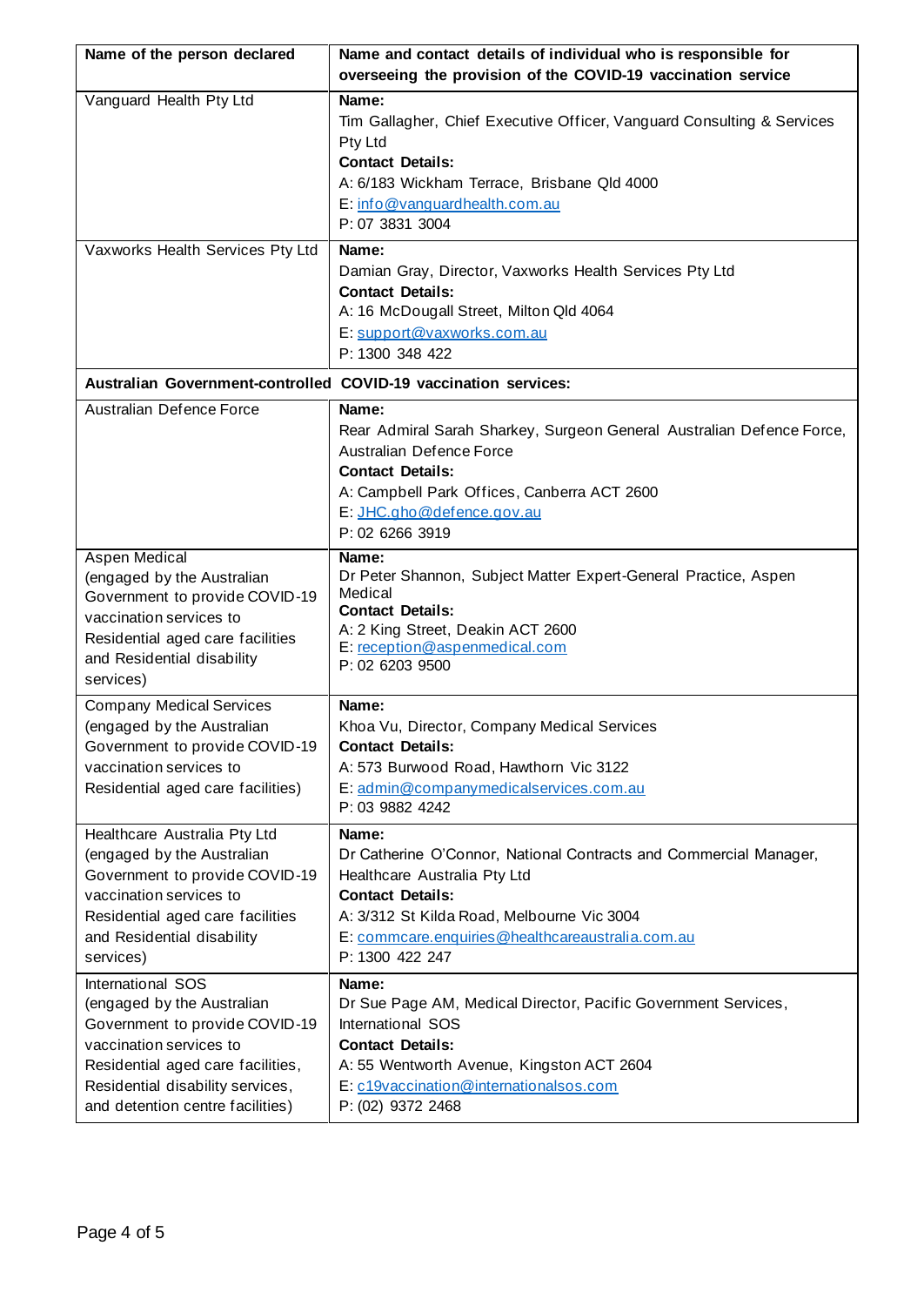| Name of the person declared | Name and contact details of individual who is responsible for overseeing the provision of the COVID-19 vaccination service |
|---|---|
| Vanguard Health Pty Ltd | **Name:**<br>Tim Gallagher, Chief Executive Officer, Vanguard Consulting & Services Pty Ltd<br>**Contact Details:**<br>A: 6/183 Wickham Terrace, Brisbane Qld 4000<br>E: info@vanguardhealth.com.au<br>P: 07 3831 3004 |
| Vaxworks Health Services Pty Ltd | **Name:**<br>Damian Gray, Director, Vaxworks Health Services Pty Ltd<br>**Contact Details:**<br>A: 16 McDougall Street, Milton Qld 4064<br>E: support@vaxworks.com.au<br>P: 1300 348 422 |
| **Australian Government-controlled COVID-19 vaccination services:** | |
| Australian Defence Force | **Name:**<br>Rear Admiral Sarah Sharkey, Surgeon General Australian Defence Force, Australian Defence Force<br>**Contact Details:**<br>A: Campbell Park Offices, Canberra ACT 2600<br>E: JHC.gho@defence.gov.au<br>P: 02 6266 3919 |
| Aspen Medical (engaged by the Australian Government to provide COVID-19 vaccination services to Residential aged care facilities and Residential disability services) | **Name:**<br>Dr Peter Shannon, Subject Matter Expert-General Practice, Aspen Medical<br>**Contact Details:**<br>A: 2 King Street, Deakin ACT 2600<br>E: reception@aspenmedical.com<br>P: 02 6203 9500 |
| Company Medical Services (engaged by the Australian Government to provide COVID-19 vaccination services to Residential aged care facilities) | **Name:**<br>Khoa Vu, Director, Company Medical Services<br>**Contact Details:**<br>A: 573 Burwood Road, Hawthorn Vic 3122<br>E: admin@companymedicalservices.com.au<br>P: 03 9882 4242 |
| Healthcare Australia Pty Ltd (engaged by the Australian Government to provide COVID-19 vaccination services to Residential aged care facilities and Residential disability services) | **Name:**<br>Dr Catherine O'Connor, National Contracts and Commercial Manager, Healthcare Australia Pty Ltd<br>**Contact Details:**<br>A: 3/312 St Kilda Road, Melbourne Vic 3004<br>E: commcare.enquiries@healthcareaustralia.com.au<br>P: 1300 422 247 |
| International SOS (engaged by the Australian Government to provide COVID-19 vaccination services to Residential aged care facilities, Residential disability services, and detention centre facilities) | **Name:**<br>Dr Sue Page AM, Medical Director, Pacific Government Services, International SOS<br>**Contact Details:**<br>A: 55 Wentworth Avenue, Kingston ACT 2604<br>E: c19vaccination@internationalsos.com<br>P: (02) 9372 2468 |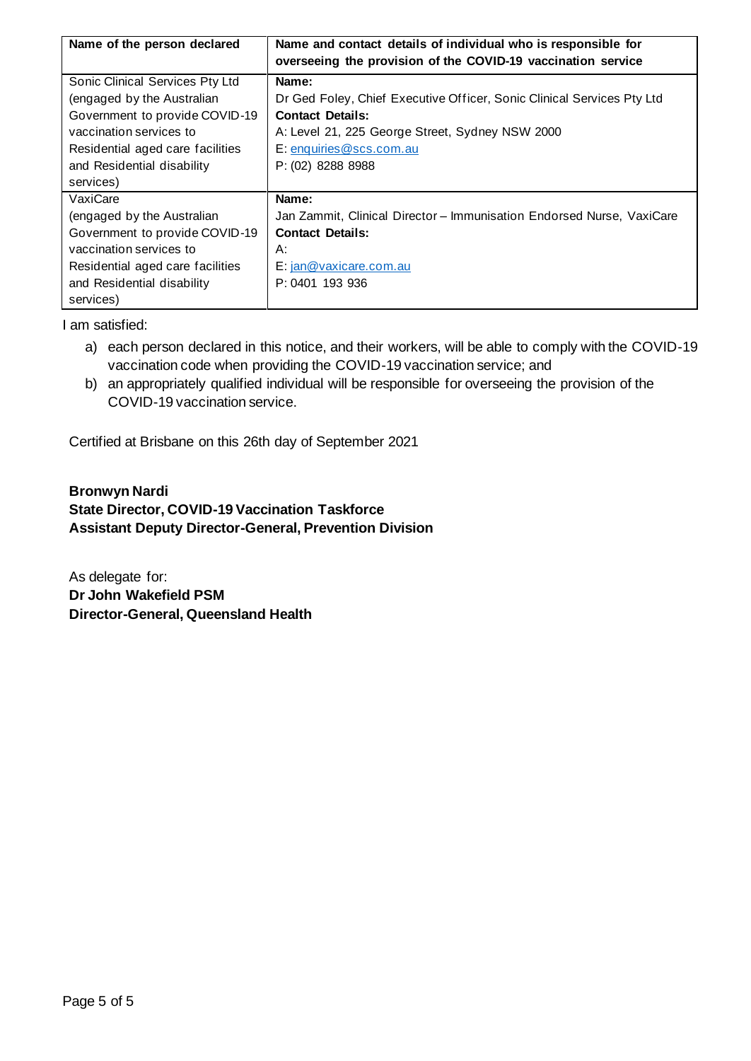| Name of the person declared | Name and contact details of individual who is responsible for overseeing the provision of the COVID-19 vaccination service |
|---|---|
| Sonic Clinical Services Pty Ltd (engaged by the Australian Government to provide COVID-19 vaccination services to Residential aged care facilities and Residential disability services) | **Name:**<br>Dr Ged Foley, Chief Executive Officer, Sonic Clinical Services Pty Ltd<br>**Contact Details:**<br>A: Level 21, 225 George Street, Sydney NSW 2000<br>E: enquiries@scs.com.au<br>P: (02) 8288 8988 |
| VaxiCare (engaged by the Australian Government to provide COVID-19 vaccination services to Residential aged care facilities and Residential disability services) | **Name:**<br>Jan Zammit, Clinical Director – Immunisation Endorsed Nurse, VaxiCare<br>**Contact Details:**<br>A:<br>E: jan@vaxicare.com.au<br>P: 0401 193 936 |

I am satisfied:

a) each person declared in this notice, and their workers, will be able to comply with the COVID-19 vaccination code when providing the COVID-19 vaccination service; and

b) an appropriately qualified individual will be responsible for overseeing the provision of the COVID-19 vaccination service.

Certified at Brisbane on this 26th day of September 2021

**Bronwyn Nardi**
**State Director, COVID-19 Vaccination Taskforce**
**Assistant Deputy Director-General, Prevention Division**

As delegate for:
**Dr John Wakefield PSM**
**Director-General, Queensland Health**